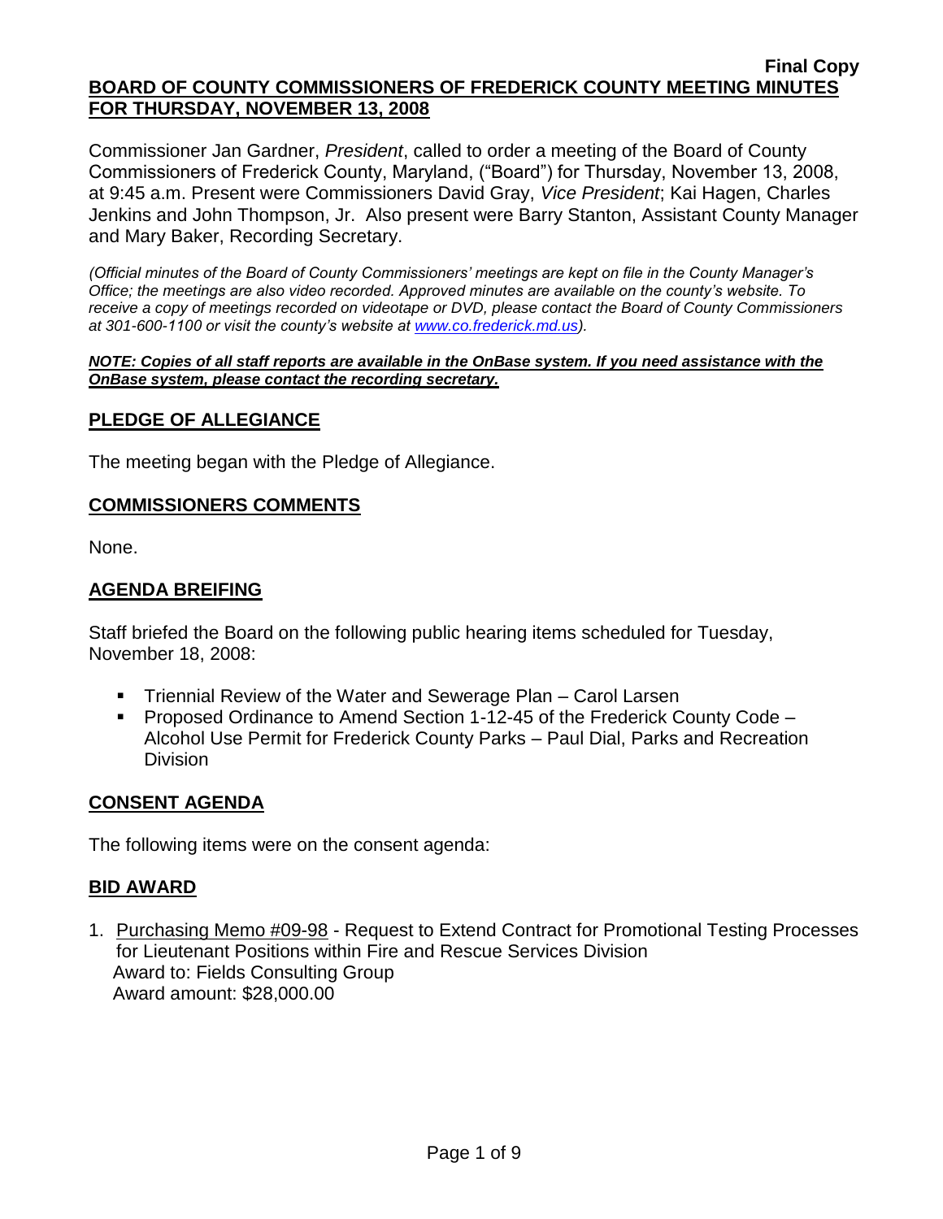**Final Copy**

**BOARD OF COUNTY COMMISSIONERS OF FREDERICK COUNTY MEETING MINUTES FOR THURSDAY, NOVEMBER 13, 2008**

Commissioner Jan Gardner, *President*, called to order a meeting of the Board of County Commissioners of Frederick County, Maryland, ("Board") for Thursday, November 13, 2008, at 9:45 a.m. Present were Commissioners David Gray, *Vice President*; Kai Hagen, Charles Jenkins and John Thompson, Jr. Also present were Barry Stanton, Assistant County Manager and Mary Baker, Recording Secretary.

*(Official minutes of the Board of County Commissioners' meetings are kept on file in the County Manager's Office; the meetings are also video recorded. Approved minutes are available on the county's website. To receive a copy of meetings recorded on videotape or DVD, please contact the Board of County Commissioners at 301-600-1100 or visit the county's website at www.co.frederick.md.us).*

***NOTE: Copies of all staff reports are available in the OnBase system. If you need assistance with the OnBase system, please contact the recording secretary.***

## PLEDGE OF ALLEGIANCE

The meeting began with the Pledge of Allegiance.

## COMMISSIONERS COMMENTS

None.

## AGENDA BREIFING

Staff briefed the Board on the following public hearing items scheduled for Tuesday, November 18, 2008:

- Triennial Review of the Water and Sewerage Plan – Carol Larsen
- Proposed Ordinance to Amend Section 1-12-45 of the Frederick County Code – Alcohol Use Permit for Frederick County Parks – Paul Dial, Parks and Recreation Division

## CONSENT AGENDA

The following items were on the consent agenda:

## BID AWARD

1. Purchasing Memo #09-98 - Request to Extend Contract for Promotional Testing Processes for Lieutenant Positions within Fire and Rescue Services Division
   Award to: Fields Consulting Group
   Award amount: $28,000.00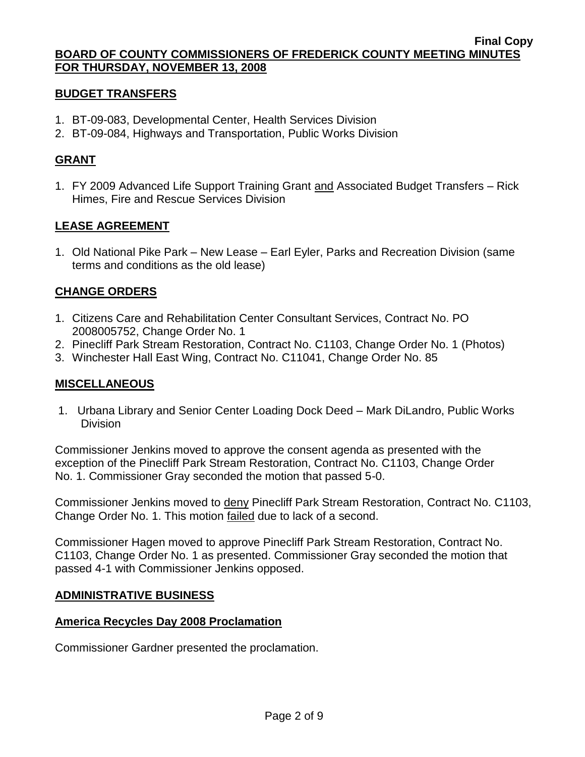## BUDGET TRANSFERS

1. BT-09-083, Developmental Center, Health Services Division
2. BT-09-084, Highways and Transportation, Public Works Division

## GRANT

1. FY 2009 Advanced Life Support Training Grant and Associated Budget Transfers – Rick Himes, Fire and Rescue Services Division

## LEASE AGREEMENT

1. Old National Pike Park – New Lease – Earl Eyler, Parks and Recreation Division (same terms and conditions as the old lease)

## CHANGE ORDERS

1. Citizens Care and Rehabilitation Center Consultant Services, Contract No. PO 2008005752, Change Order No. 1
2. Pinecliff Park Stream Restoration, Contract No. C1103, Change Order No. 1 (Photos)
3. Winchester Hall East Wing, Contract No. C11041, Change Order No. 85

## MISCELLANEOUS

1. Urbana Library and Senior Center Loading Dock Deed – Mark DiLandro, Public Works Division

Commissioner Jenkins moved to approve the consent agenda as presented with the exception of the Pinecliff Park Stream Restoration, Contract No. C1103, Change Order No. 1. Commissioner Gray seconded the motion that passed 5-0.

Commissioner Jenkins moved to deny Pinecliff Park Stream Restoration, Contract No. C1103, Change Order No. 1. This motion failed due to lack of a second.

Commissioner Hagen moved to approve Pinecliff Park Stream Restoration, Contract No. C1103, Change Order No. 1 as presented. Commissioner Gray seconded the motion that passed 4-1 with Commissioner Jenkins opposed.

## ADMINISTRATIVE BUSINESS

### America Recycles Day 2008 Proclamation

Commissioner Gardner presented the proclamation.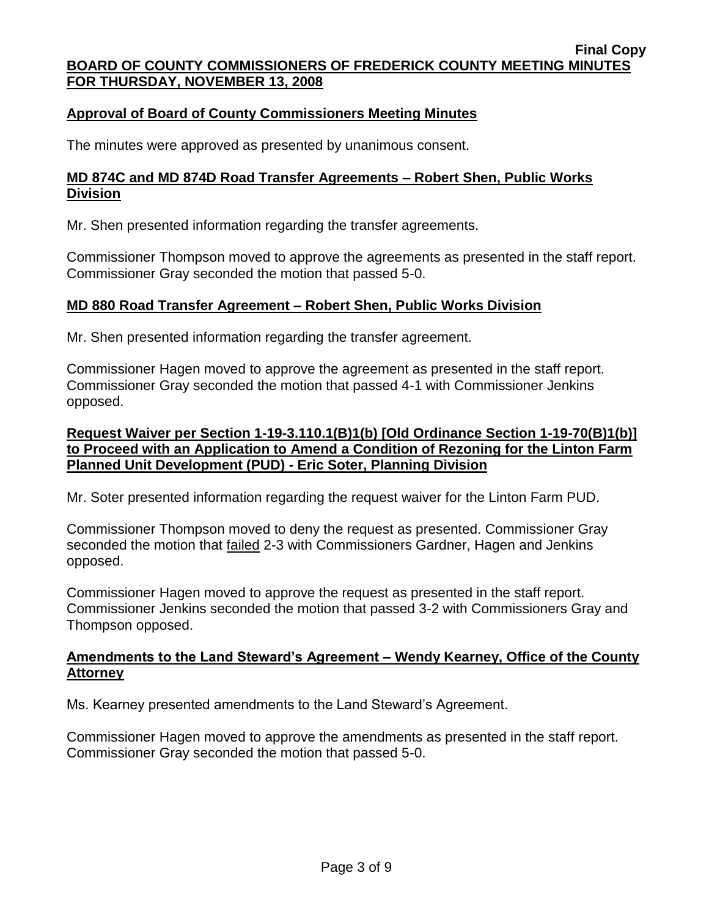## Approval of Board of County Commissioners Meeting Minutes

The minutes were approved as presented by unanimous consent.

## MD 874C and MD 874D Road Transfer Agreements – Robert Shen, Public Works Division

Mr. Shen presented information regarding the transfer agreements.

Commissioner Thompson moved to approve the agreements as presented in the staff report. Commissioner Gray seconded the motion that passed 5-0.

## MD 880 Road Transfer Agreement – Robert Shen, Public Works Division

Mr. Shen presented information regarding the transfer agreement.

Commissioner Hagen moved to approve the agreement as presented in the staff report. Commissioner Gray seconded the motion that passed 4-1 with Commissioner Jenkins opposed.

## Request Waiver per Section 1-19-3.110.1(B)1(b) [Old Ordinance Section 1-19-70(B)1(b)] to Proceed with an Application to Amend a Condition of Rezoning for the Linton Farm Planned Unit Development (PUD) - Eric Soter, Planning Division

Mr. Soter presented information regarding the request waiver for the Linton Farm PUD.

Commissioner Thompson moved to deny the request as presented. Commissioner Gray seconded the motion that failed 2-3 with Commissioners Gardner, Hagen and Jenkins opposed.

Commissioner Hagen moved to approve the request as presented in the staff report. Commissioner Jenkins seconded the motion that passed 3-2 with Commissioners Gray and Thompson opposed.

## Amendments to the Land Steward's Agreement – Wendy Kearney, Office of the County Attorney

Ms. Kearney presented amendments to the Land Steward's Agreement.

Commissioner Hagen moved to approve the amendments as presented in the staff report. Commissioner Gray seconded the motion that passed 5-0.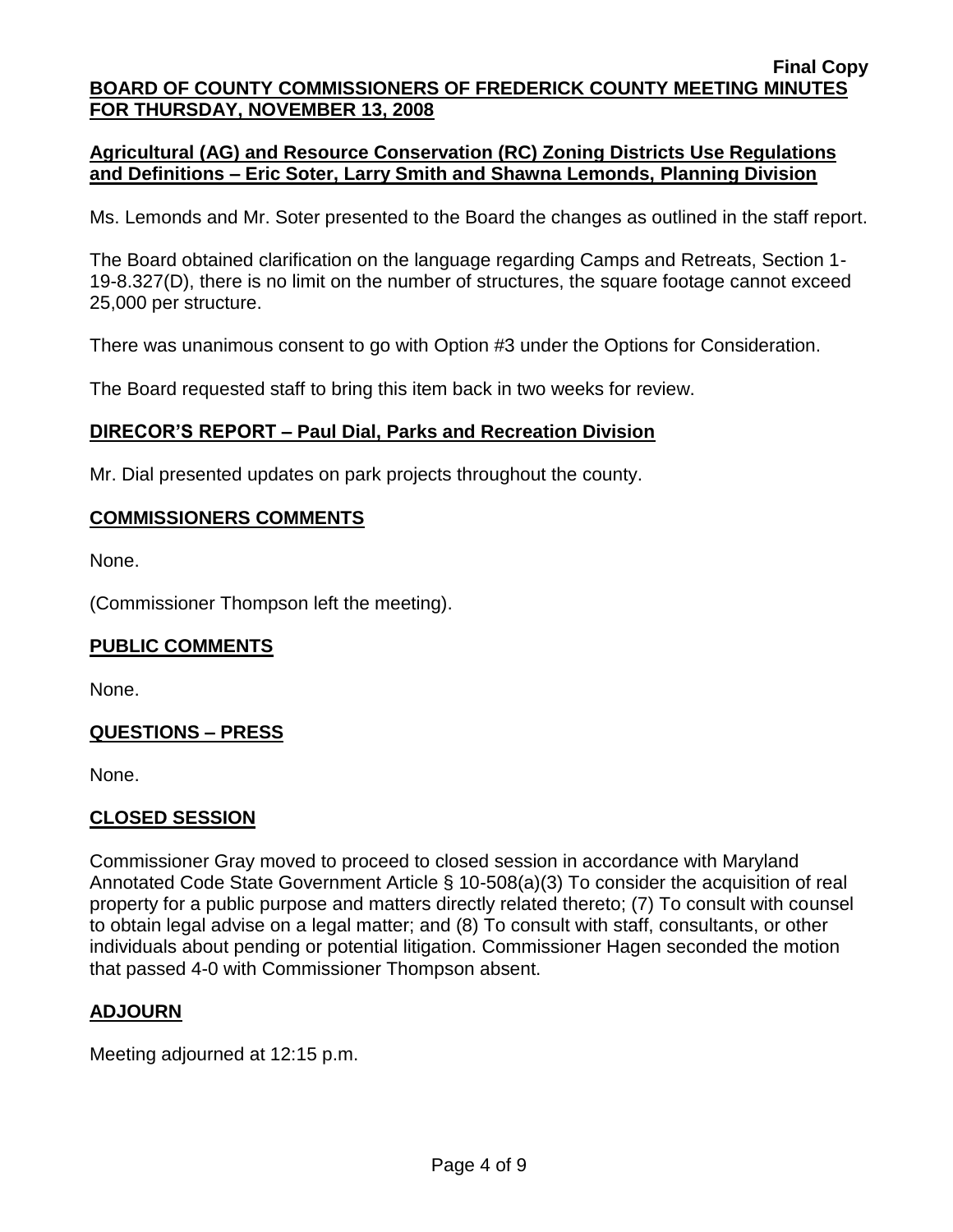**Final Copy**

**BOARD OF COUNTY COMMISSIONERS OF FREDERICK COUNTY MEETING MINUTES FOR THURSDAY, NOVEMBER 13, 2008**

**Agricultural (AG) and Resource Conservation (RC) Zoning Districts Use Regulations and Definitions – Eric Soter, Larry Smith and Shawna Lemonds, Planning Division**

Ms. Lemonds and Mr. Soter presented to the Board the changes as outlined in the staff report.

The Board obtained clarification on the language regarding Camps and Retreats, Section 1-19-8.327(D), there is no limit on the number of structures, the square footage cannot exceed 25,000 per structure.

There was unanimous consent to go with Option #3 under the Options for Consideration.

The Board requested staff to bring this item back in two weeks for review.

**DIRECOR'S REPORT – Paul Dial, Parks and Recreation Division**

Mr. Dial presented updates on park projects throughout the county.

**COMMISSIONERS COMMENTS**

None.

(Commissioner Thompson left the meeting).

**PUBLIC COMMENTS**

None.

**QUESTIONS – PRESS**

None.

**CLOSED SESSION**

Commissioner Gray moved to proceed to closed session in accordance with Maryland Annotated Code State Government Article § 10-508(a)(3) To consider the acquisition of real property for a public purpose and matters directly related thereto; (7) To consult with counsel to obtain legal advise on a legal matter; and (8) To consult with staff, consultants, or other individuals about pending or potential litigation. Commissioner Hagen seconded the motion that passed 4-0 with Commissioner Thompson absent.

**ADJOURN**

Meeting adjourned at 12:15 p.m.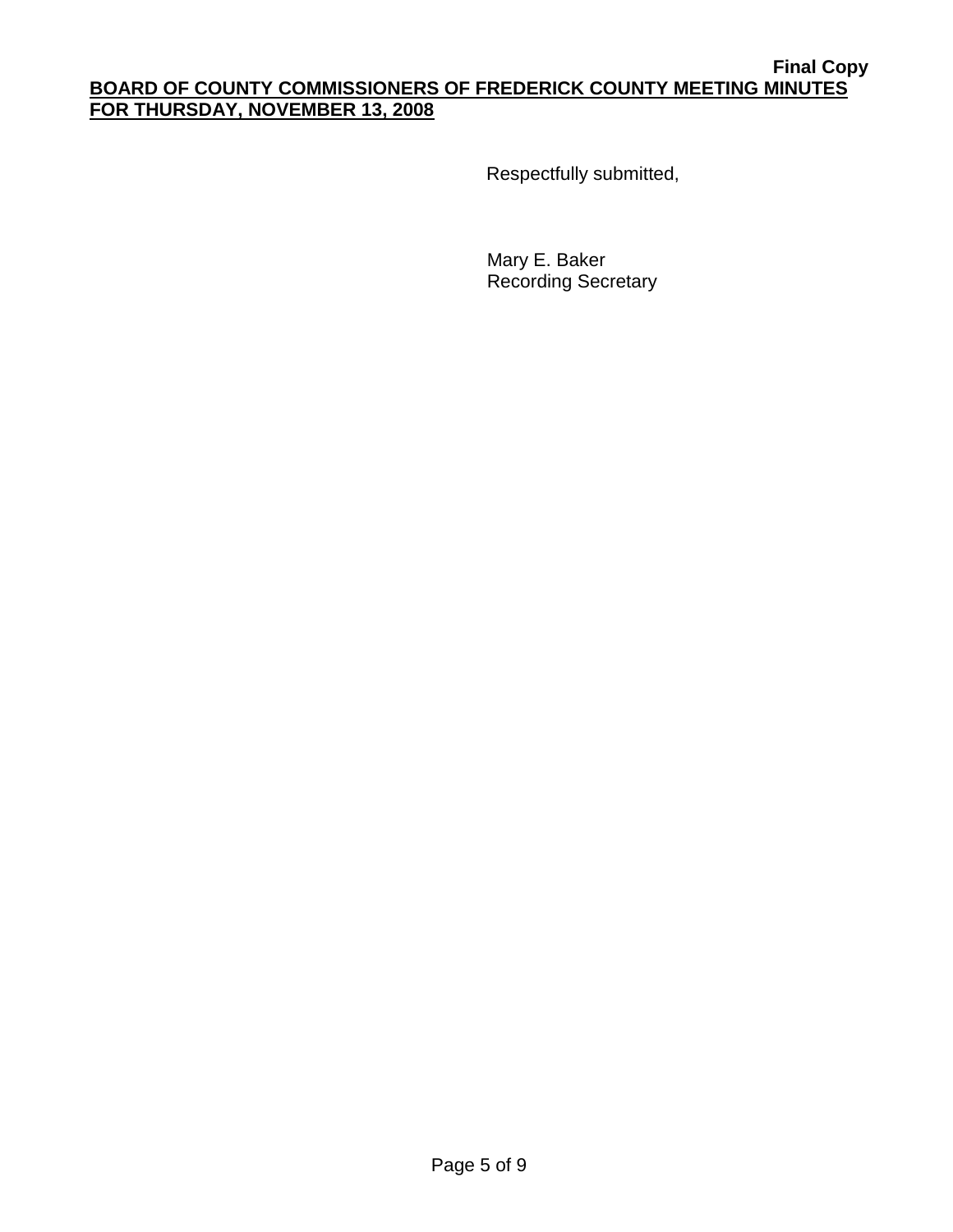Respectfully submitted,

Mary E. Baker
Recording Secretary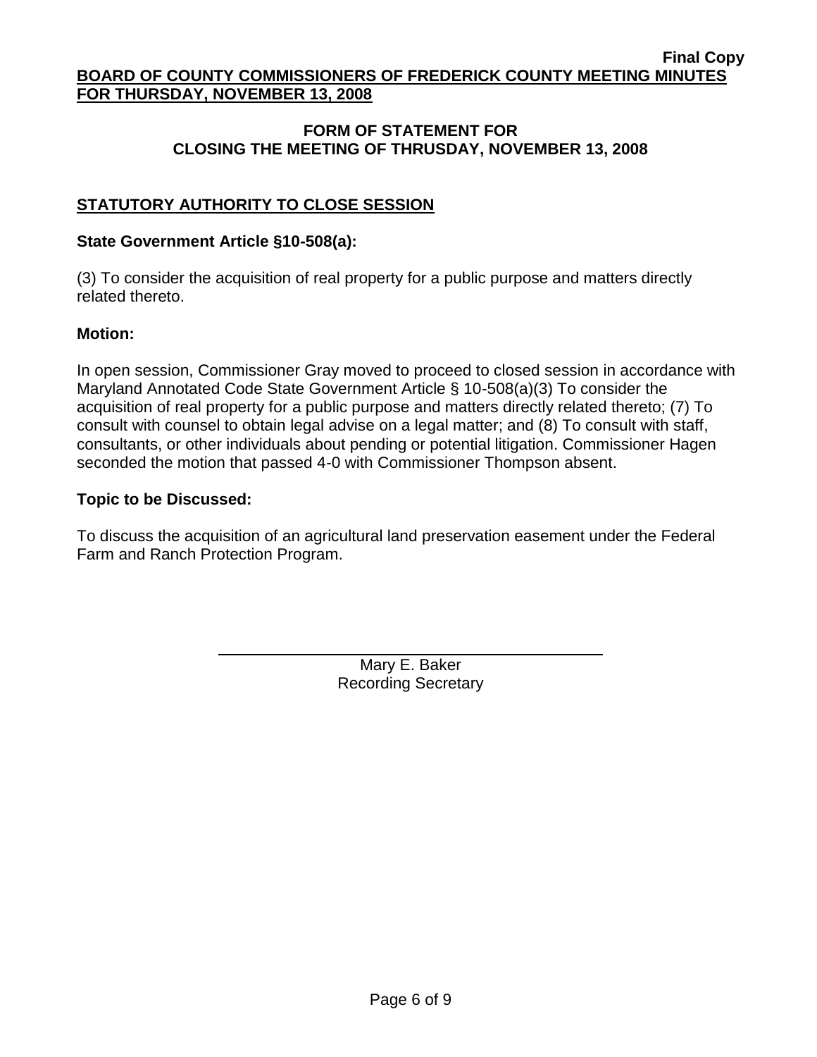**Final Copy**

**BOARD OF COUNTY COMMISSIONERS OF FREDERICK COUNTY MEETING MINUTES FOR THURSDAY, NOVEMBER 13, 2008**

## FORM OF STATEMENT FOR CLOSING THE MEETING OF THRUSDAY, NOVEMBER 13, 2008

### STATUTORY AUTHORITY TO CLOSE SESSION

**State Government Article §10-508(a):**

(3) To consider the acquisition of real property for a public purpose and matters directly related thereto.

**Motion:**

In open session, Commissioner Gray moved to proceed to closed session in accordance with Maryland Annotated Code State Government Article § 10-508(a)(3) To consider the acquisition of real property for a public purpose and matters directly related thereto; (7) To consult with counsel to obtain legal advise on a legal matter; and (8) To consult with staff, consultants, or other individuals about pending or potential litigation. Commissioner Hagen seconded the motion that passed 4-0 with Commissioner Thompson absent.

**Topic to be Discussed:**

To discuss the acquisition of an agricultural land preservation easement under the Federal Farm and Ranch Protection Program.

Mary E. Baker
Recording Secretary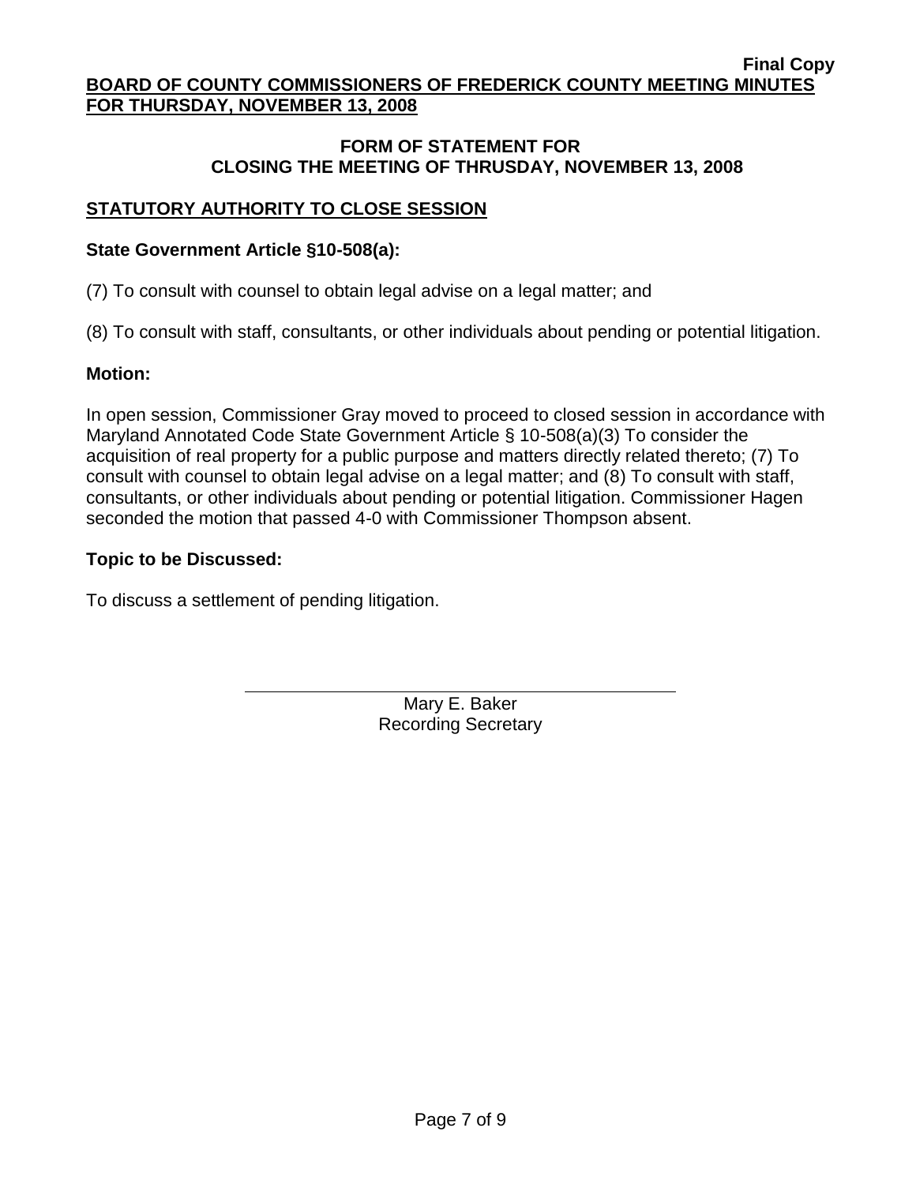**Final Copy**

**BOARD OF COUNTY COMMISSIONERS OF FREDERICK COUNTY MEETING MINUTES FOR THURSDAY, NOVEMBER 13, 2008**

**FORM OF STATEMENT FOR CLOSING THE MEETING OF THRUSDAY, NOVEMBER 13, 2008**

## STATUTORY AUTHORITY TO CLOSE SESSION

**State Government Article §10-508(a):**

(7) To consult with counsel to obtain legal advise on a legal matter; and

(8) To consult with staff, consultants, or other individuals about pending or potential litigation.

**Motion:**

In open session, Commissioner Gray moved to proceed to closed session in accordance with Maryland Annotated Code State Government Article § 10-508(a)(3) To consider the acquisition of real property for a public purpose and matters directly related thereto; (7) To consult with counsel to obtain legal advise on a legal matter; and (8) To consult with staff, consultants, or other individuals about pending or potential litigation. Commissioner Hagen seconded the motion that passed 4-0 with Commissioner Thompson absent.

**Topic to be Discussed:**

To discuss a settlement of pending litigation.

Mary E. Baker
Recording Secretary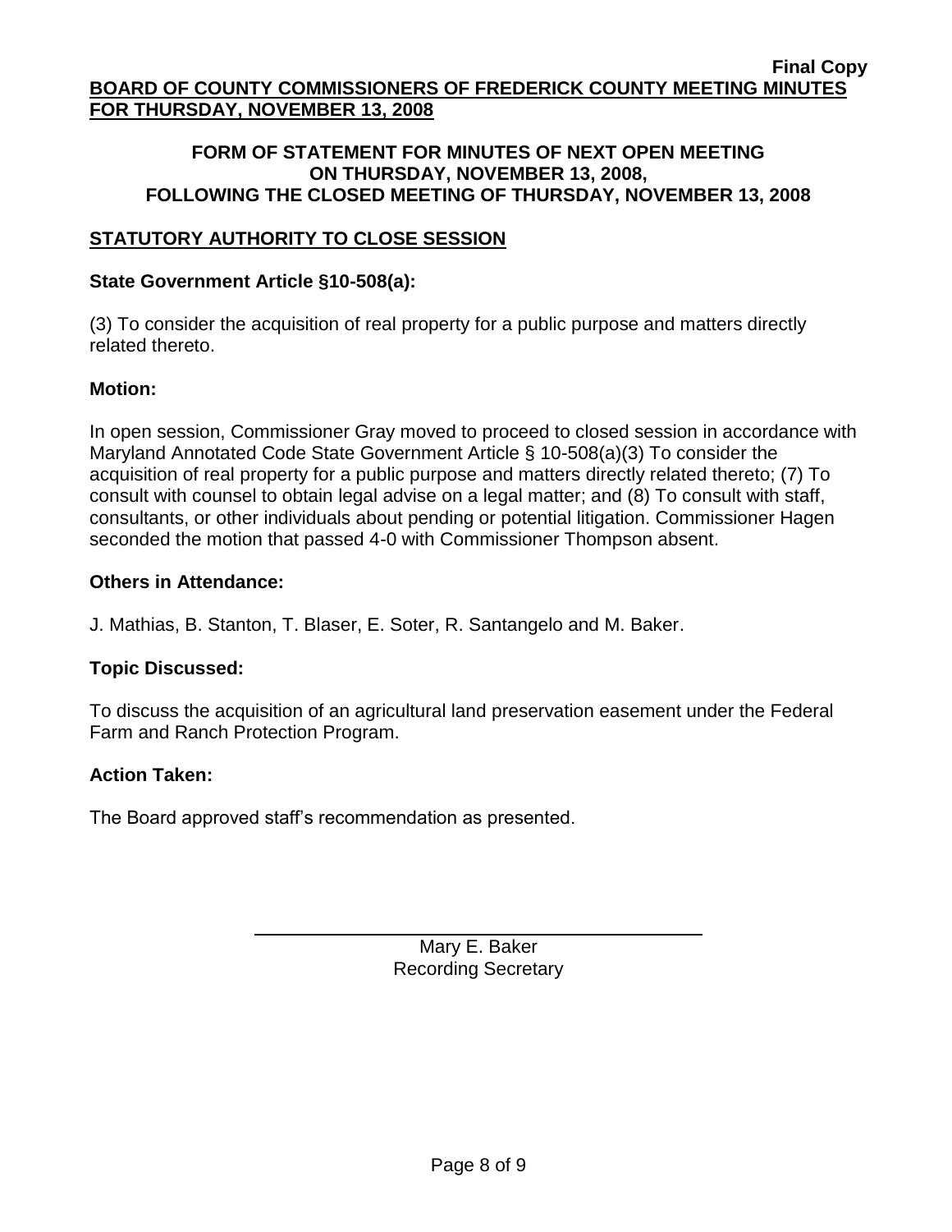**Final Copy**

**BOARD OF COUNTY COMMISSIONERS OF FREDERICK COUNTY MEETING MINUTES FOR THURSDAY, NOVEMBER 13, 2008**

**FORM OF STATEMENT FOR MINUTES OF NEXT OPEN MEETING ON THURSDAY, NOVEMBER 13, 2008, FOLLOWING THE CLOSED MEETING OF THURSDAY, NOVEMBER 13, 2008**

## STATUTORY AUTHORITY TO CLOSE SESSION

**State Government Article §10-508(a):**

(3) To consider the acquisition of real property for a public purpose and matters directly related thereto.

**Motion:**

In open session, Commissioner Gray moved to proceed to closed session in accordance with Maryland Annotated Code State Government Article § 10-508(a)(3) To consider the acquisition of real property for a public purpose and matters directly related thereto; (7) To consult with counsel to obtain legal advise on a legal matter; and (8) To consult with staff, consultants, or other individuals about pending or potential litigation. Commissioner Hagen seconded the motion that passed 4-0 with Commissioner Thompson absent.

**Others in Attendance:**

J. Mathias, B. Stanton, T. Blaser, E. Soter, R. Santangelo and M. Baker.

**Topic Discussed:**

To discuss the acquisition of an agricultural land preservation easement under the Federal Farm and Ranch Protection Program.

**Action Taken:**

The Board approved staff's recommendation as presented.

Mary E. Baker
Recording Secretary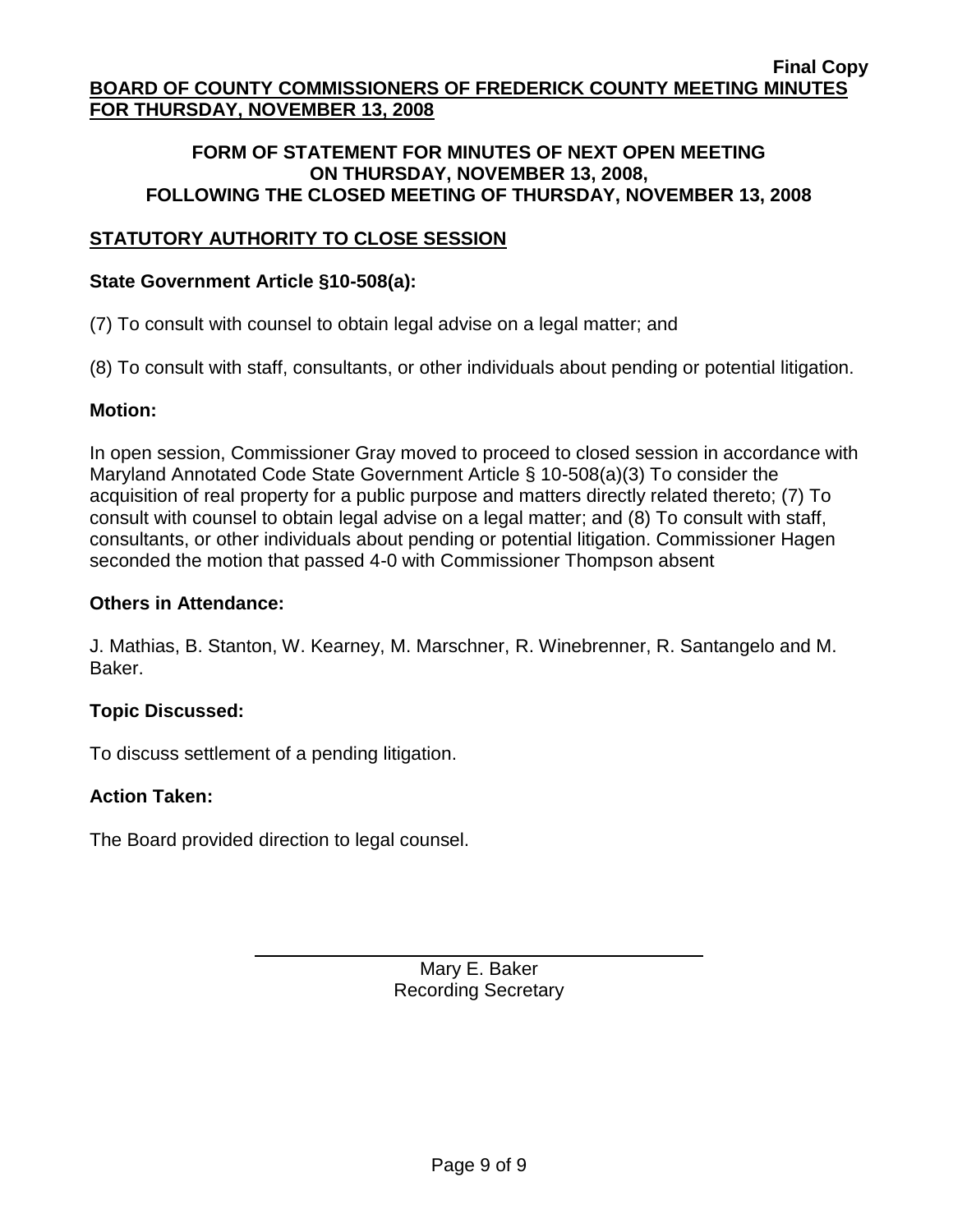**Final Copy**

**BOARD OF COUNTY COMMISSIONERS OF FREDERICK COUNTY MEETING MINUTES FOR THURSDAY, NOVEMBER 13, 2008**

**FORM OF STATEMENT FOR MINUTES OF NEXT OPEN MEETING ON THURSDAY, NOVEMBER 13, 2008, FOLLOWING THE CLOSED MEETING OF THURSDAY, NOVEMBER 13, 2008**

## STATUTORY AUTHORITY TO CLOSE SESSION

### State Government Article §10-508(a):

(7) To consult with counsel to obtain legal advise on a legal matter; and

(8) To consult with staff, consultants, or other individuals about pending or potential litigation.

### Motion:

In open session, Commissioner Gray moved to proceed to closed session in accordance with Maryland Annotated Code State Government Article § 10-508(a)(3) To consider the acquisition of real property for a public purpose and matters directly related thereto; (7) To consult with counsel to obtain legal advise on a legal matter; and (8) To consult with staff, consultants, or other individuals about pending or potential litigation. Commissioner Hagen seconded the motion that passed 4-0 with Commissioner Thompson absent

### Others in Attendance:

J. Mathias, B. Stanton, W. Kearney, M. Marschner, R. Winebrenner, R. Santangelo and M. Baker.

### Topic Discussed:

To discuss settlement of a pending litigation.

### Action Taken:

The Board provided direction to legal counsel.

Mary E. Baker
Recording Secretary